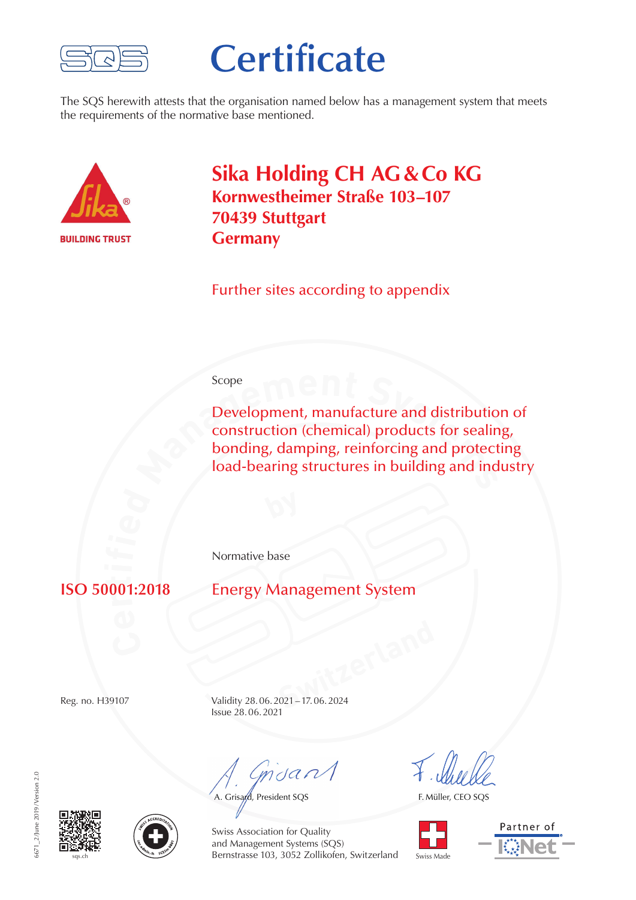# Certificate

The SQS herewith attests that the organisation named below has a management system that meets the requirements of the normative base mentioned.

BUILDING TRUST

## Sika Holding CH AG & Co KG

**Kornwestheimer Straße 103–107**
**70439 Stuttgart**
**Germany**

Further sites according to appendix

Scope

Development, manufacture and distribution of construction (chemical) products for sealing, bonding, damping, reinforcing and protecting load-bearing structures in building and industry

Normative base

**ISO 50001:2018** Energy Management System

Reg. no. H39107

Validity 28. 06. 2021 – 17. 06. 2024
Issue 28. 06. 2021

A. Grisard, President SQS

F. Müller, CEO SQS

Swiss Association for Quality
and Management Systems (SQS)
Bernstrasse 103, 3052 Zollikofen, Switzerland

sqs.ch

Swiss Made

Partner of IQNet

6671_2/June 2019/Version 2.0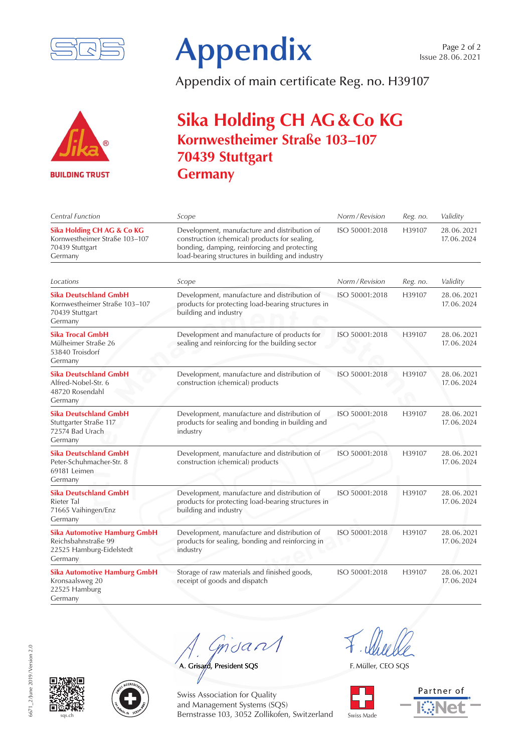# Appendix

Issue 28.06.2021

Appendix of main certificate Reg. no. H39107

BUILDING TRUST

## Sika Holding CH AG & Co KG
## Kornwestheimer Straße 103–107
## 70439 Stuttgart
## Germany

| *Central Function* | *Scope* | *Norm / Revision* | *Reg. no.* | *Validity* |
|---|---|---|---|---|
| **Sika Holding CH AG & Co KG** Kornwestheimer Straße 103–107 70439 Stuttgart Germany | Development, manufacture and distribution of construction (chemical) products for sealing, bonding, damping, reinforcing and protecting load-bearing structures in building and industry | ISO 50001:2018 | H39107 | 28.06.2021 17.06.2024 |

| *Locations* | *Scope* | *Norm / Revision* | *Reg. no.* | *Validity* |
|---|---|---|---|---|
| **Sika Deutschland GmbH** Kornwestheimer Straße 103–107 70439 Stuttgart Germany | Development, manufacture and distribution of products for protecting load-bearing structures in building and industry | ISO 50001:2018 | H39107 | 28.06.2021 17.06.2024 |
| **Sika Trocal GmbH** Mülheimer Straße 26 53840 Troisdorf Germany | Development and manufacture of products for sealing and reinforcing for the building sector | ISO 50001:2018 | H39107 | 28.06.2021 17.06.2024 |
| **Sika Deutschland GmbH** Alfred-Nobel-Str. 6 48720 Rosendahl Germany | Development, manufacture and distribution of construction (chemical) products | ISO 50001:2018 | H39107 | 28.06.2021 17.06.2024 |
| **Sika Deutschland GmbH** Stuttgarter Straße 117 72574 Bad Urach Germany | Development, manufacture and distribution of products for sealing and bonding in building and industry | ISO 50001:2018 | H39107 | 28.06.2021 17.06.2024 |
| **Sika Deutschland GmbH** Peter-Schuhmacher-Str. 8 69181 Leimen Germany | Development, manufacture and distribution of construction (chemical) products | ISO 50001:2018 | H39107 | 28.06.2021 17.06.2024 |
| **Sika Deutschland GmbH** Rieter Tal 71665 Vaihingen/Enz Germany | Development, manufacture and distribution of products for protecting load-bearing structures in building and industry | ISO 50001:2018 | H39107 | 28.06.2021 17.06.2024 |
| **Sika Automotive Hamburg GmbH** Reichsbahnstraße 99 22525 Hamburg-Eidelstedt Germany | Development, manufacture and distribution of products for sealing, bonding and reinforcing in industry | ISO 50001:2018 | H39107 | 28.06.2021 17.06.2024 |
| **Sika Automotive Hamburg GmbH** Kronsaalsweg 20 22525 Hamburg Germany | Storage of raw materials and finished goods, receipt of goods and dispatch | ISO 50001:2018 | H39107 | 28.06.2021 17.06.2024 |

A. Grisard, President SQS

F. Müller, CEO SQS

Swiss Association for Quality and Management Systems (SQS)
Bernstrasse 103, 3052 Zollikofen, Switzerland

sqs.ch

Swiss Made

Partner of IQNet

6671_2/June 2019/Version 2.0